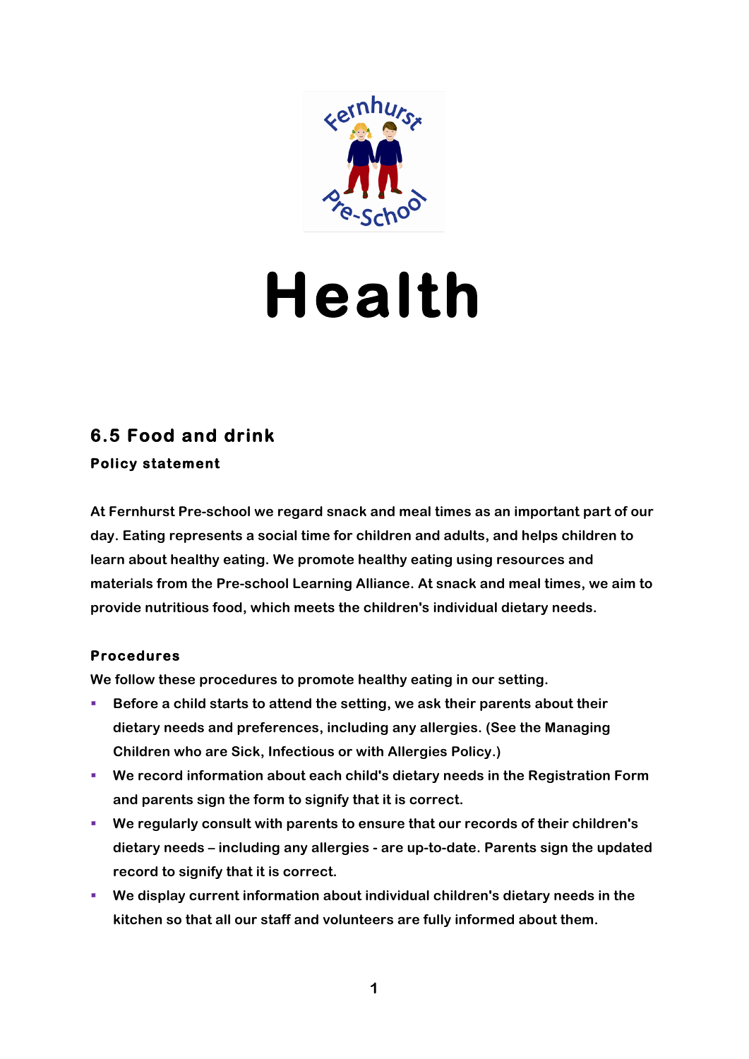# Health

## 6.5 Food and drink

### Policy statement

At Fernhurst Pre-school we regard snack and meal times as an important part of our day. Eating represents a social time for children and adults, and helps children to learn about healthy eating. We promote healthy eating using resources and materials from the Pre-school Learning Alliance. At snack and meal times, we aim to provide nutritious food, which meets the children's individual dietary needs.

### Procedures

We follow these procedures to promote healthy eating in our setting.

- Before a child starts to attend the setting, we ask their parents about their dietary needs and preferences, including any allergies. (See the Managing Children who are Sick, Infectious or with Allergies Policy.)
- We record information about each child's dietary needs in the Registration Form and parents sign the form to signify that it is correct.
- We regularly consult with parents to ensure that our records of their children's dietary needs – including any allergies - are up-to-date. Parents sign the updated record to signify that it is correct.
- We display current information about individual children's dietary needs in the kitchen so that all our staff and volunteers are fully informed about them.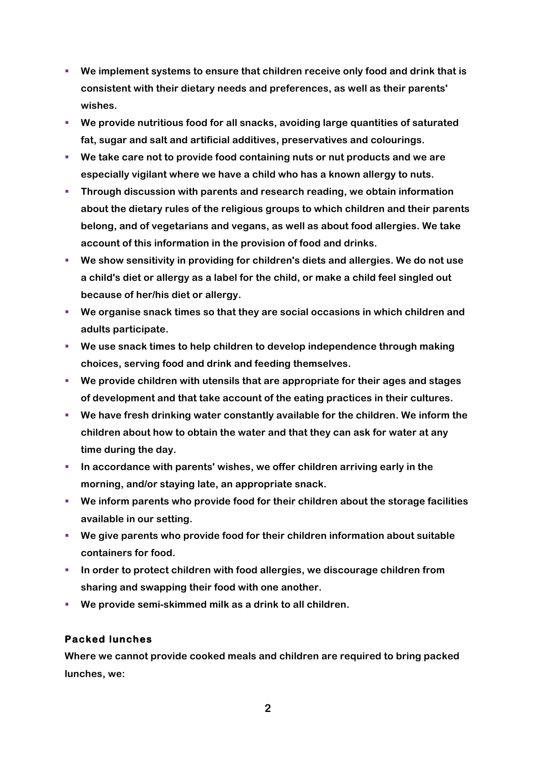- We implement systems to ensure that children receive only food and drink that is consistent with their dietary needs and preferences, as well as their parents' wishes.
- We provide nutritious food for all snacks, avoiding large quantities of saturated fat, sugar and salt and artificial additives, preservatives and colourings.
- We take care not to provide food containing nuts or nut products and we are especially vigilant where we have a child who has a known allergy to nuts.
- Through discussion with parents and research reading, we obtain information about the dietary rules of the religious groups to which children and their parents belong, and of vegetarians and vegans, as well as about food allergies. We take account of this information in the provision of food and drinks.
- We show sensitivity in providing for children's diets and allergies. We do not use a child's diet or allergy as a label for the child, or make a child feel singled out because of her/his diet or allergy.
- We organise snack times so that they are social occasions in which children and adults participate.
- We use snack times to help children to develop independence through making choices, serving food and drink and feeding themselves.
- We provide children with utensils that are appropriate for their ages and stages of development and that take account of the eating practices in their cultures.
- We have fresh drinking water constantly available for the children. We inform the children about how to obtain the water and that they can ask for water at any time during the day.
- In accordance with parents' wishes, we offer children arriving early in the morning, and/or staying late, an appropriate snack.
- We inform parents who provide food for their children about the storage facilities available in our setting.
- We give parents who provide food for their children information about suitable containers for food.
- In order to protect children with food allergies, we discourage children from sharing and swapping their food with one another.
- We provide semi-skimmed milk as a drink to all children.

### Packed lunches

Where we cannot provide cooked meals and children are required to bring packed lunches, we: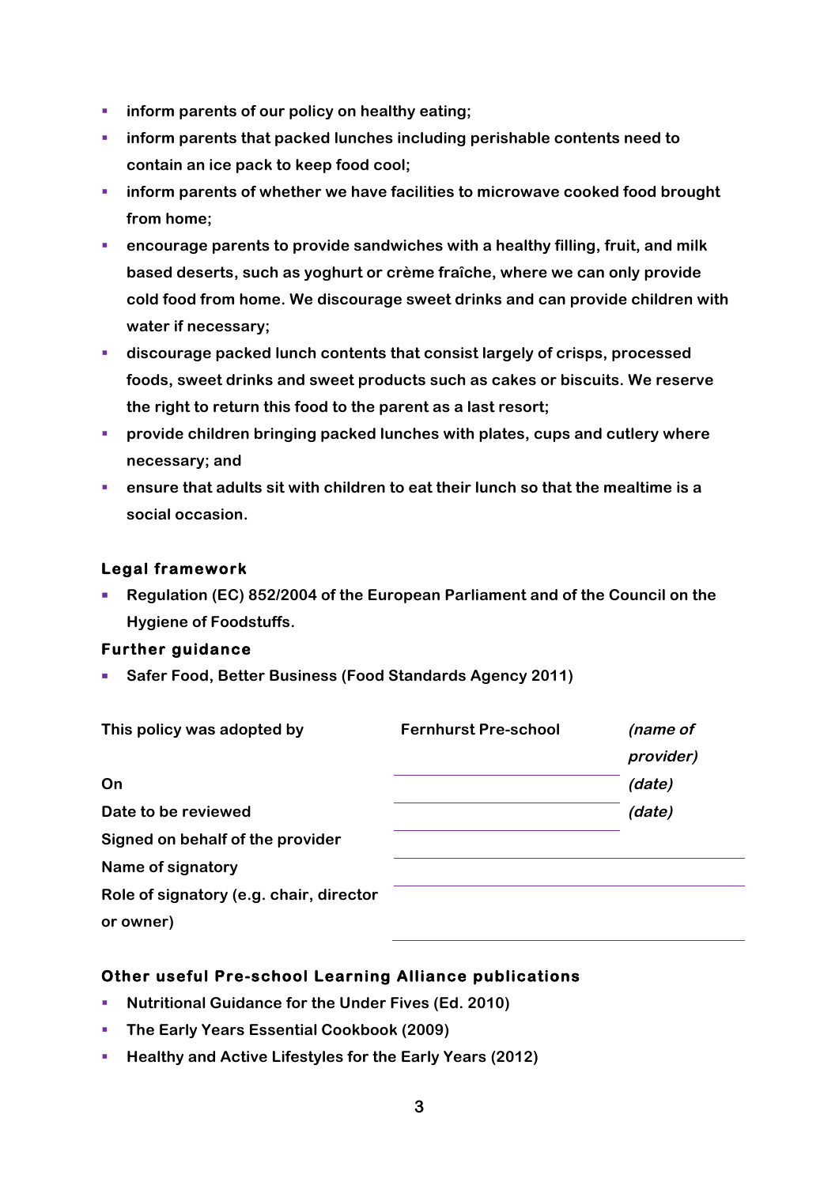- inform parents of our policy on healthy eating;
- inform parents that packed lunches including perishable contents need to contain an ice pack to keep food cool;
- inform parents of whether we have facilities to microwave cooked food brought from home;
- encourage parents to provide sandwiches with a healthy filling, fruit, and milk based deserts, such as yoghurt or crème fraîche, where we can only provide cold food from home. We discourage sweet drinks and can provide children with water if necessary;
- discourage packed lunch contents that consist largely of crisps, processed foods, sweet drinks and sweet products such as cakes or biscuits. We reserve the right to return this food to the parent as a last resort;
- provide children bringing packed lunches with plates, cups and cutlery where necessary; and
- ensure that adults sit with children to eat their lunch so that the mealtime is a social occasion.

### Legal framework

- Regulation (EC) 852/2004 of the European Parliament and of the Council on the Hygiene of Foodstuffs.

### Further guidance

- Safer Food, Better Business (Food Standards Agency 2011)

| | | |
|---|---|---|
| This policy was adopted by | Fernhurst Pre-school | *(name of provider)* |
| On | | *(date)* |
| Date to be reviewed | | *(date)* |
| Signed on behalf of the provider | | |
| Name of signatory | | |
| Role of signatory (e.g. chair, director or owner) | | |

### Other useful Pre-school Learning Alliance publications

- Nutritional Guidance for the Under Fives (Ed. 2010)
- The Early Years Essential Cookbook (2009)
- Healthy and Active Lifestyles for the Early Years (2012)